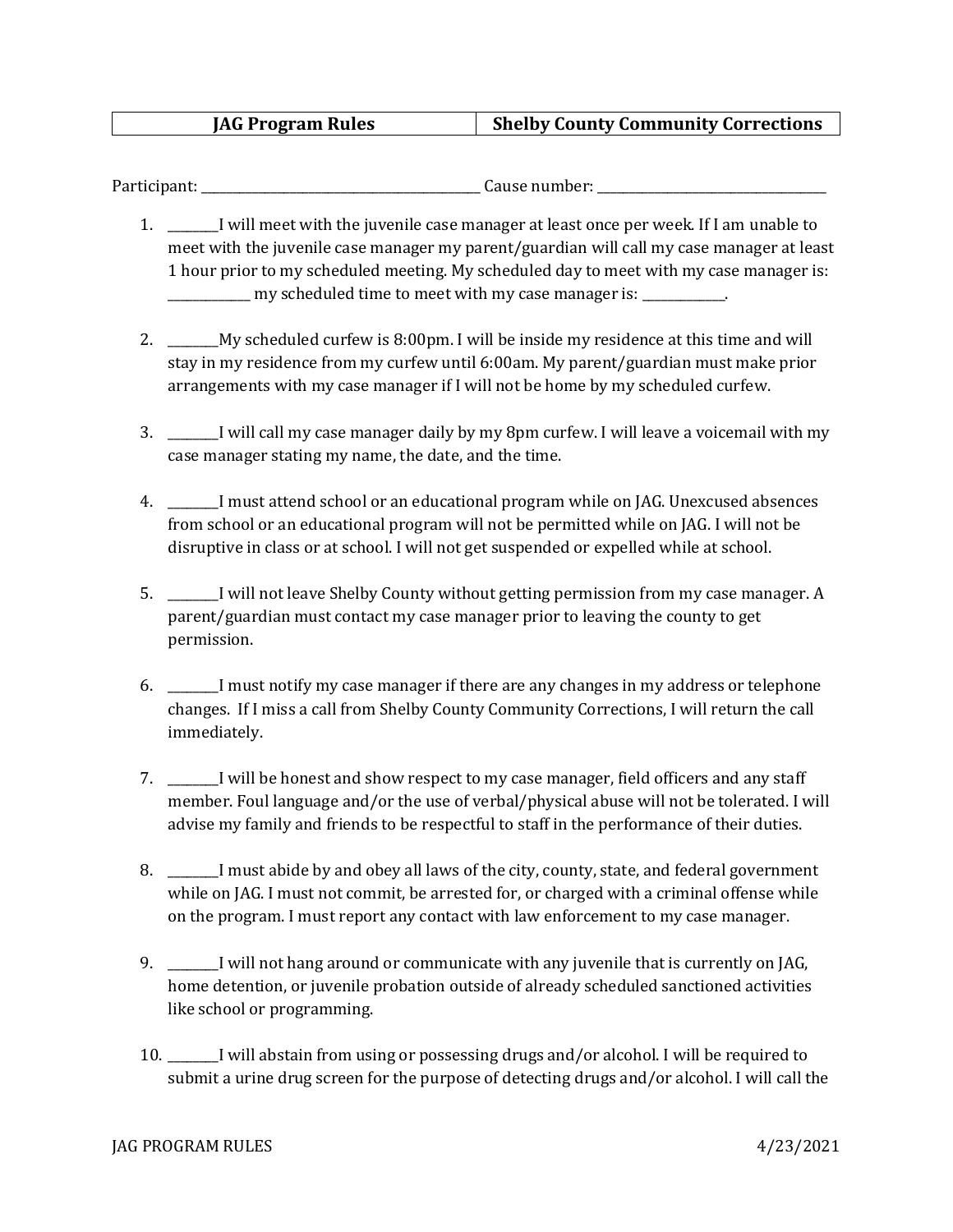| JAG Program Rules | Shelby County Community Corrections |
|---|---|

Participant: ________________________________________ Cause number: ________________________________

1. ________I will meet with the juvenile case manager at least once per week. If I am unable to meet with the juvenile case manager my parent/guardian will call my case manager at least 1 hour prior to my scheduled meeting. My scheduled day to meet with my case manager is: _____________ my scheduled time to meet with my case manager is: _____________.

2. ________My scheduled curfew is 8:00pm. I will be inside my residence at this time and will stay in my residence from my curfew until 6:00am. My parent/guardian must make prior arrangements with my case manager if I will not be home by my scheduled curfew.

3. ________I will call my case manager daily by my 8pm curfew. I will leave a voicemail with my case manager stating my name, the date, and the time.

4. ________I must attend school or an educational program while on JAG. Unexcused absences from school or an educational program will not be permitted while on JAG. I will not be disruptive in class or at school. I will not get suspended or expelled while at school.

5. ________I will not leave Shelby County without getting permission from my case manager. A parent/guardian must contact my case manager prior to leaving the county to get permission.

6. ________I must notify my case manager if there are any changes in my address or telephone changes. If I miss a call from Shelby County Community Corrections, I will return the call immediately.

7. ________I will be honest and show respect to my case manager, field officers and any staff member. Foul language and/or the use of verbal/physical abuse will not be tolerated. I will advise my family and friends to be respectful to staff in the performance of their duties.

8. ________I must abide by and obey all laws of the city, county, state, and federal government while on JAG. I must not commit, be arrested for, or charged with a criminal offense while on the program. I must report any contact with law enforcement to my case manager.

9. ________I will not hang around or communicate with any juvenile that is currently on JAG, home detention, or juvenile probation outside of already scheduled sanctioned activities like school or programming.

10. ________I will abstain from using or possessing drugs and/or alcohol. I will be required to submit a urine drug screen for the purpose of detecting drugs and/or alcohol. I will call the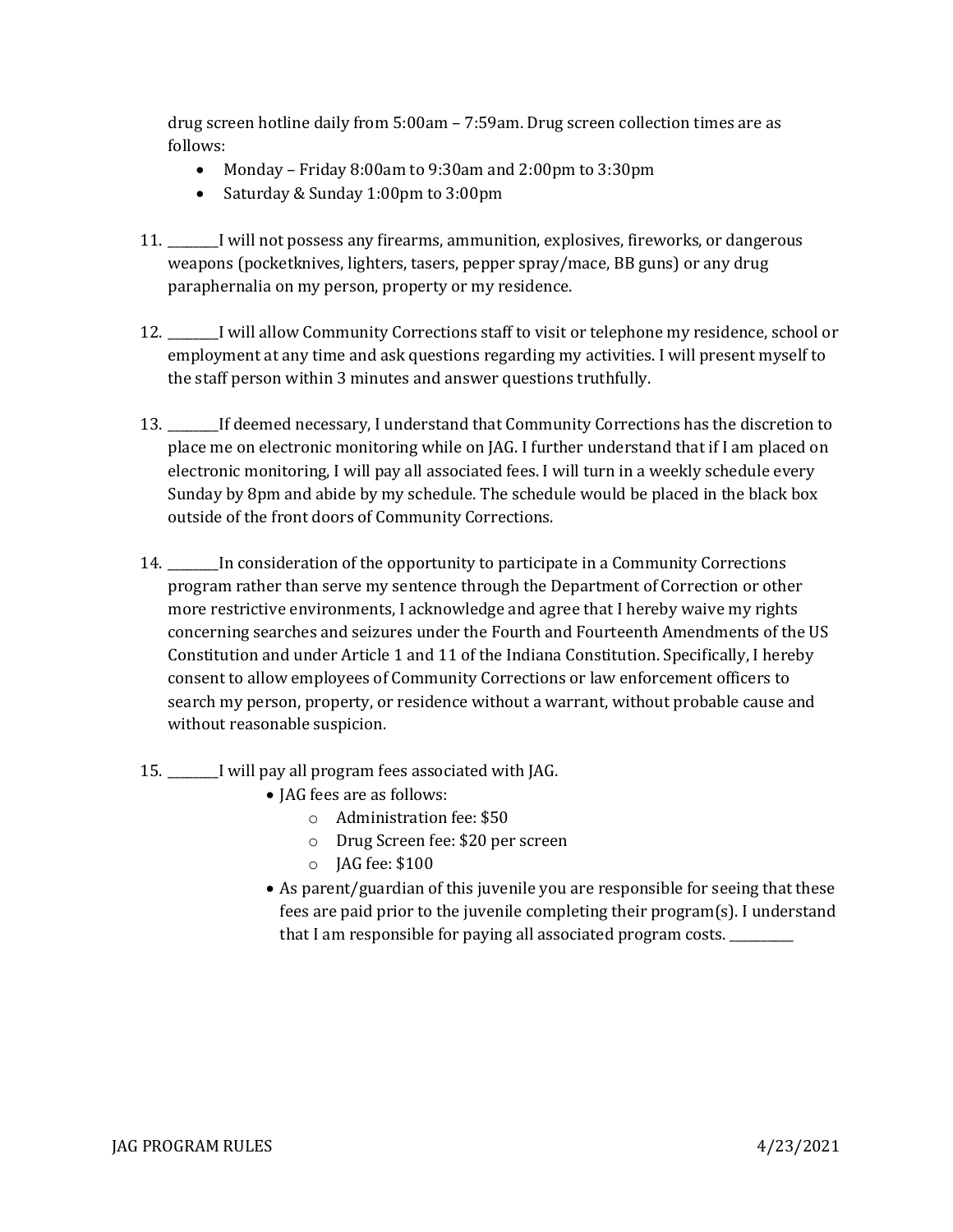drug screen hotline daily from 5:00am – 7:59am. Drug screen collection times are as follows:

- Monday – Friday 8:00am to 9:30am and 2:00pm to 3:30pm
- Saturday & Sunday 1:00pm to 3:00pm

11. ________I will not possess any firearms, ammunition, explosives, fireworks, or dangerous weapons (pocketknives, lighters, tasers, pepper spray/mace, BB guns) or any drug paraphernalia on my person, property or my residence.

12. ________I will allow Community Corrections staff to visit or telephone my residence, school or employment at any time and ask questions regarding my activities. I will present myself to the staff person within 3 minutes and answer questions truthfully.

13. ________If deemed necessary, I understand that Community Corrections has the discretion to place me on electronic monitoring while on JAG. I further understand that if I am placed on electronic monitoring, I will pay all associated fees. I will turn in a weekly schedule every Sunday by 8pm and abide by my schedule. The schedule would be placed in the black box outside of the front doors of Community Corrections.

14. ________In consideration of the opportunity to participate in a Community Corrections program rather than serve my sentence through the Department of Correction or other more restrictive environments, I acknowledge and agree that I hereby waive my rights concerning searches and seizures under the Fourth and Fourteenth Amendments of the US Constitution and under Article 1 and 11 of the Indiana Constitution. Specifically, I hereby consent to allow employees of Community Corrections or law enforcement officers to search my person, property, or residence without a warrant, without probable cause and without reasonable suspicion.

15. ________I will pay all program fees associated with JAG.
    - JAG fees are as follows:
        - Administration fee: $50
        - Drug Screen fee: $20 per screen
        - JAG fee: $100
    - As parent/guardian of this juvenile you are responsible for seeing that these fees are paid prior to the juvenile completing their program(s). I understand that I am responsible for paying all associated program costs. __________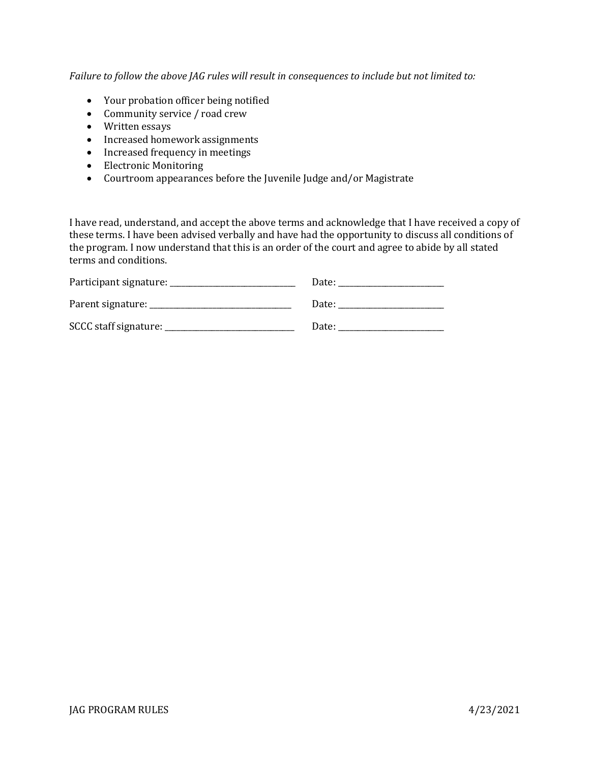*Failure to follow the above JAG rules will result in consequences to include but not limited to:*

- Your probation officer being notified
- Community service / road crew
- Written essays
- Increased homework assignments
- Increased frequency in meetings
- Electronic Monitoring
- Courtroom appearances before the Juvenile Judge and/or Magistrate

I have read, understand, and accept the above terms and acknowledge that I have received a copy of these terms. I have been advised verbally and have had the opportunity to discuss all conditions of the program. I now understand that this is an order of the court and agree to abide by all stated terms and conditions.

Participant signature: ______________________________ Date: __________________________

Parent signature: ___________________________________ Date: __________________________

SCCC staff signature: _______________________________ Date: __________________________